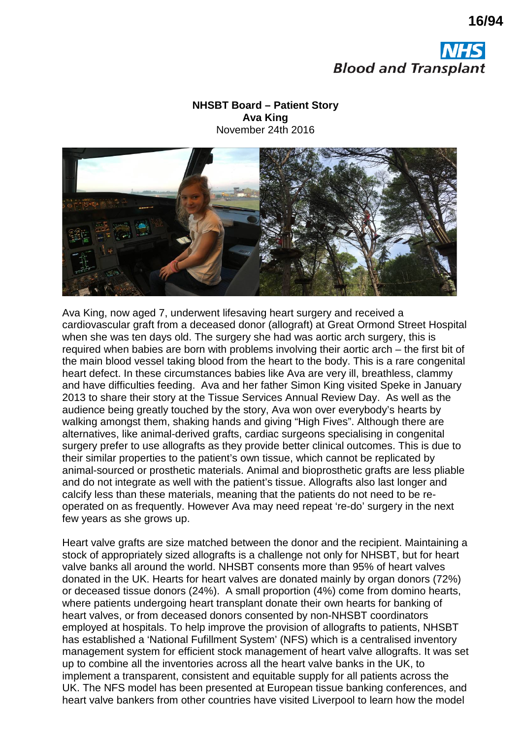**NHSBT Board – Patient Story**
**Ava King**
November 24th 2016

Ava King, now aged 7, underwent lifesaving heart surgery and received a cardiovascular graft from a deceased donor (allograft) at Great Ormond Street Hospital when she was ten days old. The surgery she had was aortic arch surgery, this is required when babies are born with problems involving their aortic arch – the first bit of the main blood vessel taking blood from the heart to the body. This is a rare congenital heart defect. In these circumstances babies like Ava are very ill, breathless, clammy and have difficulties feeding. Ava and her father Simon King visited Speke in January 2013 to share their story at the Tissue Services Annual Review Day. As well as the audience being greatly touched by the story, Ava won over everybody's hearts by walking amongst them, shaking hands and giving "High Fives". Although there are alternatives, like animal-derived grafts, cardiac surgeons specialising in congenital surgery prefer to use allografts as they provide better clinical outcomes. This is due to their similar properties to the patient's own tissue, which cannot be replicated by animal-sourced or prosthetic materials. Animal and bioprosthetic grafts are less pliable and do not integrate as well with the patient's tissue. Allografts also last longer and calcify less than these materials, meaning that the patients do not need to be re-operated on as frequently. However Ava may need repeat 're-do' surgery in the next few years as she grows up.

Heart valve grafts are size matched between the donor and the recipient. Maintaining a stock of appropriately sized allografts is a challenge not only for NHSBT, but for heart valve banks all around the world. NHSBT consents more than 95% of heart valves donated in the UK. Hearts for heart valves are donated mainly by organ donors (72%) or deceased tissue donors (24%). A small proportion (4%) come from domino hearts, where patients undergoing heart transplant donate their own hearts for banking of heart valves, or from deceased donors consented by non-NHSBT coordinators employed at hospitals. To help improve the provision of allografts to patients, NHSBT has established a 'National Fufillment System' (NFS) which is a centralised inventory management system for efficient stock management of heart valve allografts. It was set up to combine all the inventories across all the heart valve banks in the UK, to implement a transparent, consistent and equitable supply for all patients across the UK. The NFS model has been presented at European tissue banking conferences, and heart valve bankers from other countries have visited Liverpool to learn how the model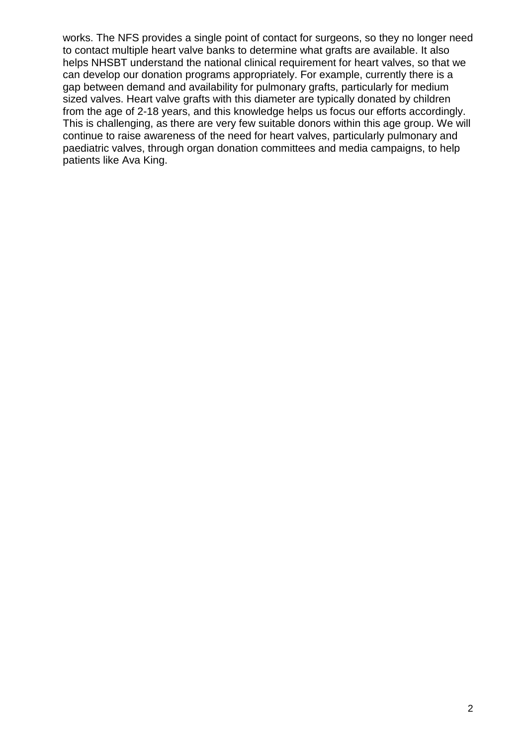works. The NFS provides a single point of contact for surgeons, so they no longer need to contact multiple heart valve banks to determine what grafts are available. It also helps NHSBT understand the national clinical requirement for heart valves, so that we can develop our donation programs appropriately. For example, currently there is a gap between demand and availability for pulmonary grafts, particularly for medium sized valves. Heart valve grafts with this diameter are typically donated by children from the age of 2-18 years, and this knowledge helps us focus our efforts accordingly. This is challenging, as there are very few suitable donors within this age group. We will continue to raise awareness of the need for heart valves, particularly pulmonary and paediatric valves, through organ donation committees and media campaigns, to help patients like Ava King.